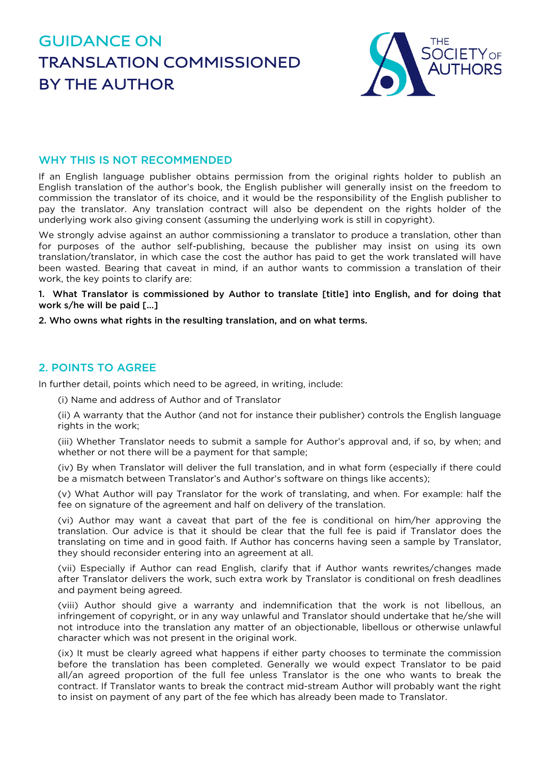# GUIDANCE ON TRANSLATION COMMISSIONED BY THE AUTHOR

THE SOCIETY OF AUTHORS

## WHY THIS IS NOT RECOMMENDED

If an English language publisher obtains permission from the original rights holder to publish an English translation of the author's book, the English publisher will generally insist on the freedom to commission the translator of its choice, and it would be the responsibility of the English publisher to pay the translator. Any translation contract will also be dependent on the rights holder of the underlying work also giving consent (assuming the underlying work is still in copyright).

We strongly advise against an author commissioning a translator to produce a translation, other than for purposes of the author self-publishing, because the publisher may insist on using its own translation/translator, in which case the cost the author has paid to get the work translated will have been wasted. Bearing that caveat in mind, if an author wants to commission a translation of their work, the key points to clarify are:

**1. What Translator is commissioned by Author to translate [title] into English, and for doing that work s/he will be paid [...]**

**2. Who owns what rights in the resulting translation, and on what terms.**

## 2. POINTS TO AGREE

In further detail, points which need to be agreed, in writing, include:

(i) Name and address of Author and of Translator

(ii) A warranty that the Author (and not for instance their publisher) controls the English language rights in the work;

(iii) Whether Translator needs to submit a sample for Author's approval and, if so, by when; and whether or not there will be a payment for that sample;

(iv) By when Translator will deliver the full translation, and in what form (especially if there could be a mismatch between Translator's and Author's software on things like accents);

(v) What Author will pay Translator for the work of translating, and when. For example: half the fee on signature of the agreement and half on delivery of the translation.

(vi) Author may want a caveat that part of the fee is conditional on him/her approving the translation. Our advice is that it should be clear that the full fee is paid if Translator does the translating on time and in good faith. If Author has concerns having seen a sample by Translator, they should reconsider entering into an agreement at all.

(vii) Especially if Author can read English, clarify that if Author wants rewrites/changes made after Translator delivers the work, such extra work by Translator is conditional on fresh deadlines and payment being agreed.

(viii) Author should give a warranty and indemnification that the work is not libellous, an infringement of copyright, or in any way unlawful and Translator should undertake that he/she will not introduce into the translation any matter of an objectionable, libellous or otherwise unlawful character which was not present in the original work.

(ix) It must be clearly agreed what happens if either party chooses to terminate the commission before the translation has been completed. Generally we would expect Translator to be paid all/an agreed proportion of the full fee unless Translator is the one who wants to break the contract. If Translator wants to break the contract mid-stream Author will probably want the right to insist on payment of any part of the fee which has already been made to Translator.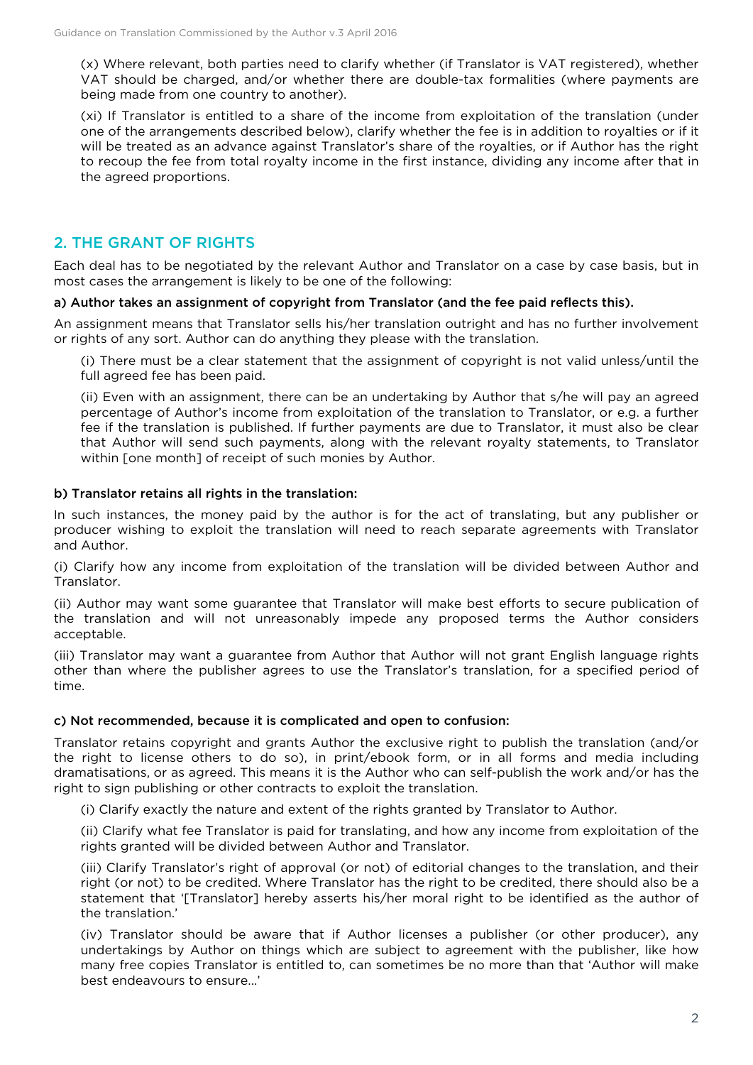(x) Where relevant, both parties need to clarify whether (if Translator is VAT registered), whether VAT should be charged, and/or whether there are double-tax formalities (where payments are being made from one country to another).

(xi) If Translator is entitled to a share of the income from exploitation of the translation (under one of the arrangements described below), clarify whether the fee is in addition to royalties or if it will be treated as an advance against Translator's share of the royalties, or if Author has the right to recoup the fee from total royalty income in the first instance, dividing any income after that in the agreed proportions.

## 2. THE GRANT OF RIGHTS

Each deal has to be negotiated by the relevant Author and Translator on a case by case basis, but in most cases the arrangement is likely to be one of the following:

**a) Author takes an assignment of copyright from Translator (and the fee paid reflects this).**

An assignment means that Translator sells his/her translation outright and has no further involvement or rights of any sort. Author can do anything they please with the translation.

(i) There must be a clear statement that the assignment of copyright is not valid unless/until the full agreed fee has been paid.

(ii) Even with an assignment, there can be an undertaking by Author that s/he will pay an agreed percentage of Author's income from exploitation of the translation to Translator, or e.g. a further fee if the translation is published. If further payments are due to Translator, it must also be clear that Author will send such payments, along with the relevant royalty statements, to Translator within [one month] of receipt of such monies by Author.

**b) Translator retains all rights in the translation:**

In such instances, the money paid by the author is for the act of translating, but any publisher or producer wishing to exploit the translation will need to reach separate agreements with Translator and Author.

(i) Clarify how any income from exploitation of the translation will be divided between Author and Translator.

(ii) Author may want some guarantee that Translator will make best efforts to secure publication of the translation and will not unreasonably impede any proposed terms the Author considers acceptable.

(iii) Translator may want a guarantee from Author that Author will not grant English language rights other than where the publisher agrees to use the Translator's translation, for a specified period of time.

**c) Not recommended, because it is complicated and open to confusion:**

Translator retains copyright and grants Author the exclusive right to publish the translation (and/or the right to license others to do so), in print/ebook form, or in all forms and media including dramatisations, or as agreed. This means it is the Author who can self-publish the work and/or has the right to sign publishing or other contracts to exploit the translation.

(i) Clarify exactly the nature and extent of the rights granted by Translator to Author.

(ii) Clarify what fee Translator is paid for translating, and how any income from exploitation of the rights granted will be divided between Author and Translator.

(iii) Clarify Translator's right of approval (or not) of editorial changes to the translation, and their right (or not) to be credited. Where Translator has the right to be credited, there should also be a statement that '[Translator] hereby asserts his/her moral right to be identified as the author of the translation.'

(iv) Translator should be aware that if Author licenses a publisher (or other producer), any undertakings by Author on things which are subject to agreement with the publisher, like how many free copies Translator is entitled to, can sometimes be no more than that 'Author will make best endeavours to ensure…'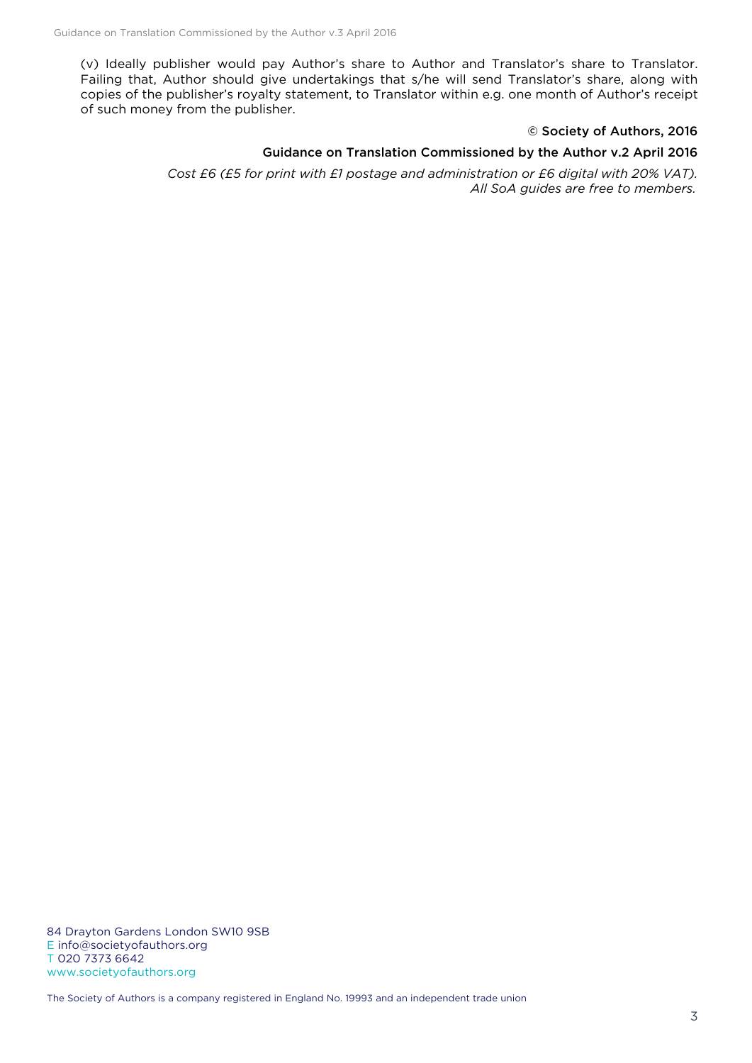(v) Ideally publisher would pay Author's share to Author and Translator's share to Translator. Failing that, Author should give undertakings that s/he will send Translator's share, along with copies of the publisher's royalty statement, to Translator within e.g. one month of Author's receipt of such money from the publisher.

© Society of Authors, 2016

Guidance on Translation Commissioned by the Author v.2 April 2016

*Cost £6 (£5 for print with £1 postage and administration or £6 digital with 20% VAT). All SoA guides are free to members.*

84 Drayton Gardens London SW10 9SB
E info@societyofauthors.org
T 020 7373 6642
www.societyofauthors.org

The Society of Authors is a company registered in England No. 19993 and an independent trade union